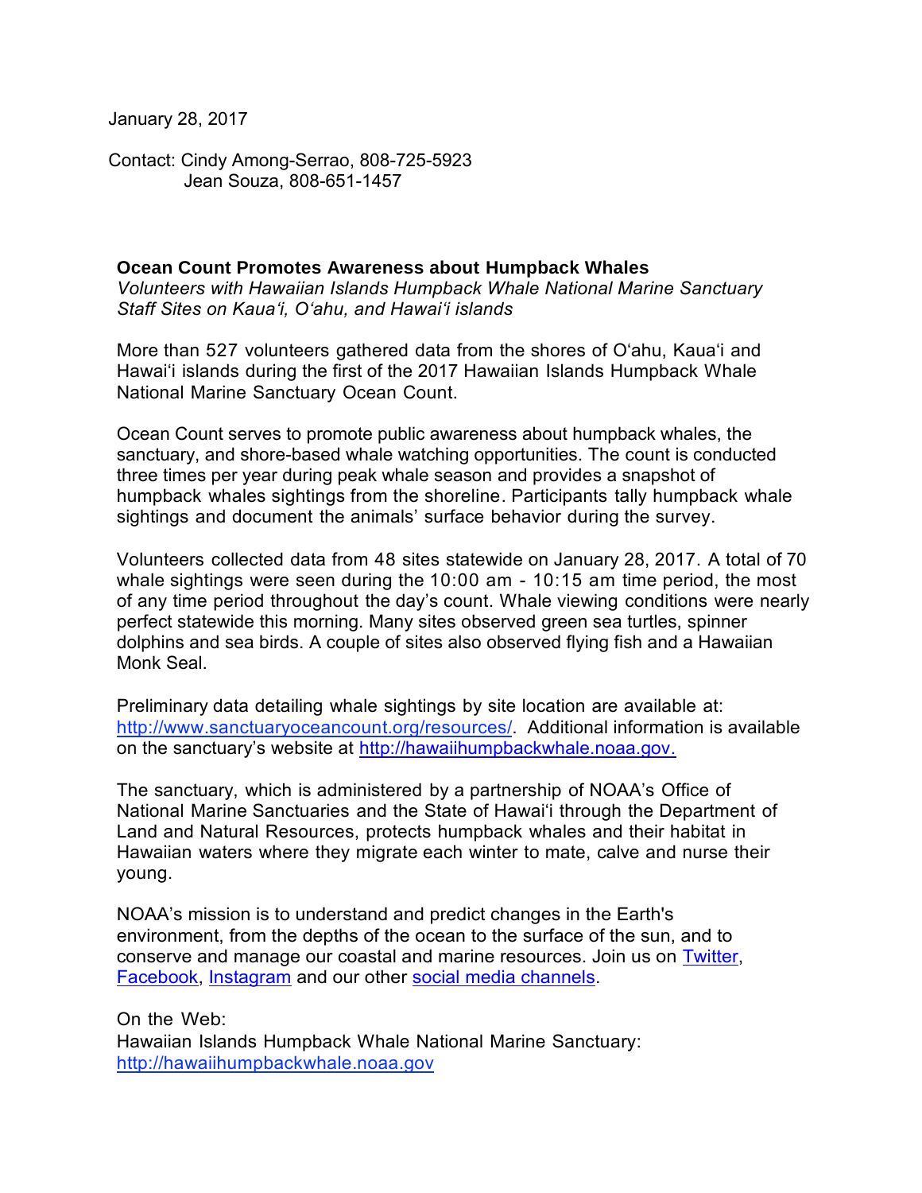January 28, 2017

Contact: Cindy Among-Serrao, 808-725-5923
Jean Souza, 808-651-1457

**Ocean Count Promotes Awareness about Humpback Whales**

*Volunteers with Hawaiian Islands Humpback Whale National Marine Sanctuary Staff Sites on Kaua'i, O'ahu, and Hawai'i islands*

More than 527 volunteers gathered data from the shores of O'ahu, Kaua'i and Hawai'i islands during the first of the 2017 Hawaiian Islands Humpback Whale National Marine Sanctuary Ocean Count.

Ocean Count serves to promote public awareness about humpback whales, the sanctuary, and shore-based whale watching opportunities. The count is conducted three times per year during peak whale season and provides a snapshot of humpback whales sightings from the shoreline. Participants tally humpback whale sightings and document the animals' surface behavior during the survey.

Volunteers collected data from 48 sites statewide on January 28, 2017. A total of 70 whale sightings were seen during the 10:00 am - 10:15 am time period, the most of any time period throughout the day's count. Whale viewing conditions were nearly perfect statewide this morning. Many sites observed green sea turtles, spinner dolphins and sea birds. A couple of sites also observed flying fish and a Hawaiian Monk Seal.

Preliminary data detailing whale sightings by site location are available at: [http://www.sanctuaryoceancount.org/resources/](http://www.sanctuaryoceancount.org/resources/). Additional information is available on the sanctuary's website at [http://hawaiihumpbackwhale.noaa.gov.](http://hawaiihumpbackwhale.noaa.gov)

The sanctuary, which is administered by a partnership of NOAA's Office of National Marine Sanctuaries and the State of Hawai'i through the Department of Land and Natural Resources, protects humpback whales and their habitat in Hawaiian waters where they migrate each winter to mate, calve and nurse their young.

NOAA's mission is to understand and predict changes in the Earth's environment, from the depths of the ocean to the surface of the sun, and to conserve and manage our coastal and marine resources. Join us on Twitter, Facebook, Instagram and our other social media channels.

On the Web:
Hawaiian Islands Humpback Whale National Marine Sanctuary:
[http://hawaiihumpbackwhale.noaa.gov](http://hawaiihumpbackwhale.noaa.gov)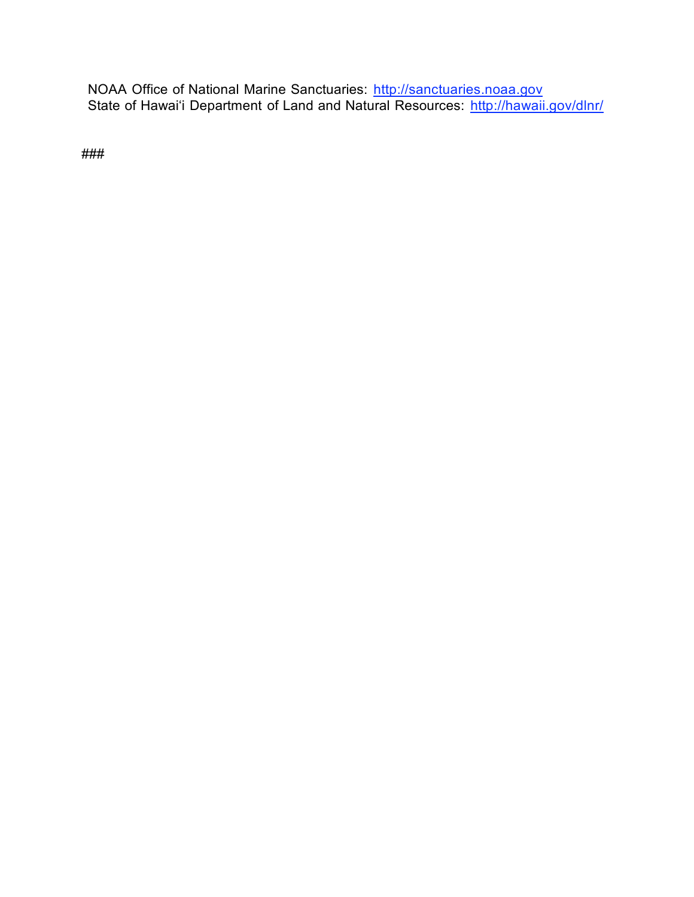NOAA Office of National Marine Sanctuaries: [http://sanctuaries.noaa.gov](http://sanctuaries.noaa.gov)
State of Hawai'i Department of Land and Natural Resources: [http://hawaii.gov/dlnr/](http://hawaii.gov/dlnr/)

###